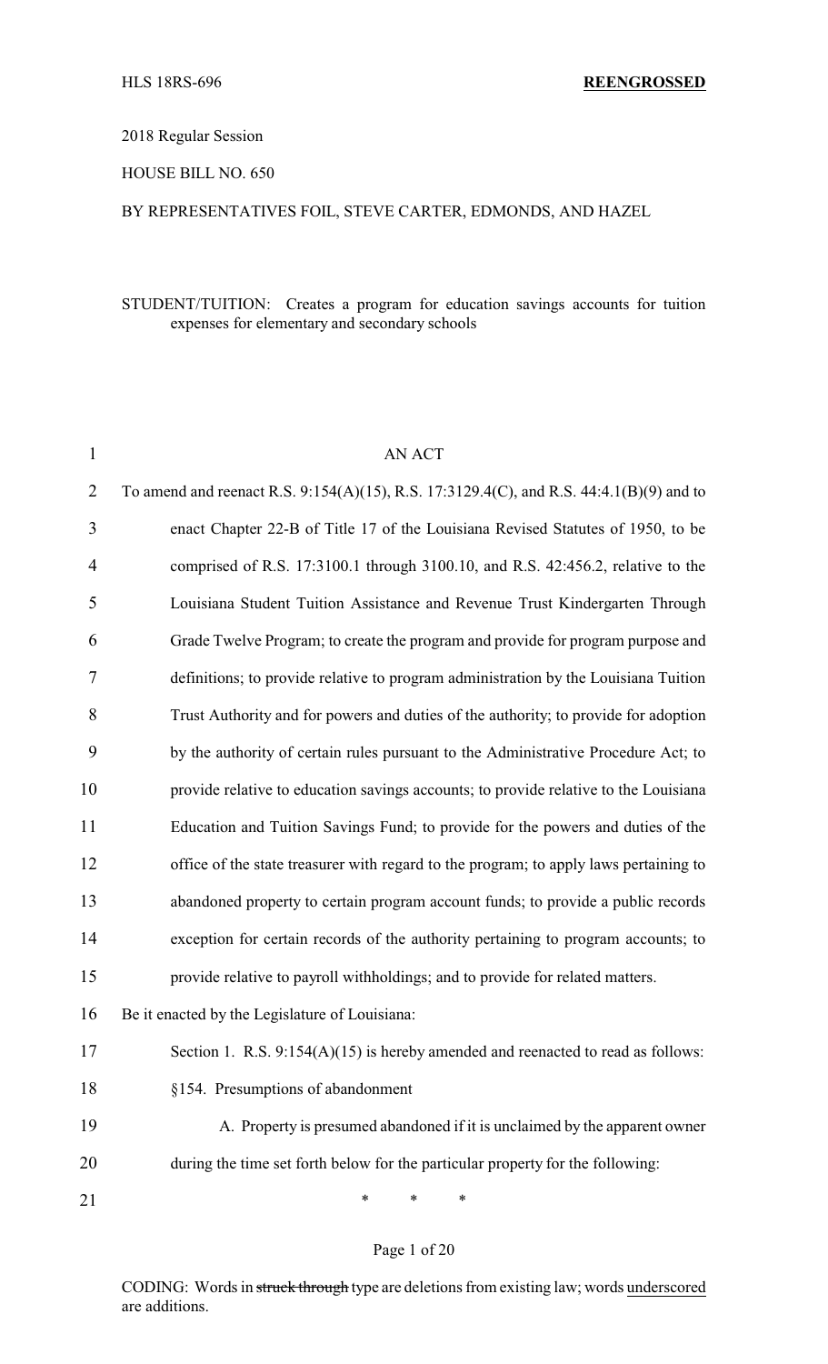2018 Regular Session

HOUSE BILL NO. 650

BY REPRESENTATIVES FOIL, STEVE CARTER, EDMONDS, AND HAZEL

STUDENT/TUITION: Creates a program for education savings accounts for tuition expenses for elementary and secondary schools

AN ACT

To amend and reenact R.S. 9:154(A)(15), R.S. 17:3129.4(C), and R.S. 44:4.1(B)(9) and to enact Chapter 22-B of Title 17 of the Louisiana Revised Statutes of 1950, to be comprised of R.S. 17:3100.1 through 3100.10, and R.S. 42:456.2, relative to the Louisiana Student Tuition Assistance and Revenue Trust Kindergarten Through Grade Twelve Program; to create the program and provide for program purpose and definitions; to provide relative to program administration by the Louisiana Tuition Trust Authority and for powers and duties of the authority; to provide for adoption by the authority of certain rules pursuant to the Administrative Procedure Act; to provide relative to education savings accounts; to provide relative to the Louisiana Education and Tuition Savings Fund; to provide for the powers and duties of the office of the state treasurer with regard to the program; to apply laws pertaining to abandoned property to certain program account funds; to provide a public records exception for certain records of the authority pertaining to program accounts; to provide relative to payroll withholdings; and to provide for related matters.

Be it enacted by the Legislature of Louisiana:

Section 1. R.S. 9:154(A)(15) is hereby amended and reenacted to read as follows:

§154. Presumptions of abandonment

A. Property is presumed abandoned if it is unclaimed by the apparent owner during the time set forth below for the particular property for the following:

\* \* \*

CODING: Words in ~~struck through~~ type are deletions from existing law; words <u>underscored</u> are additions.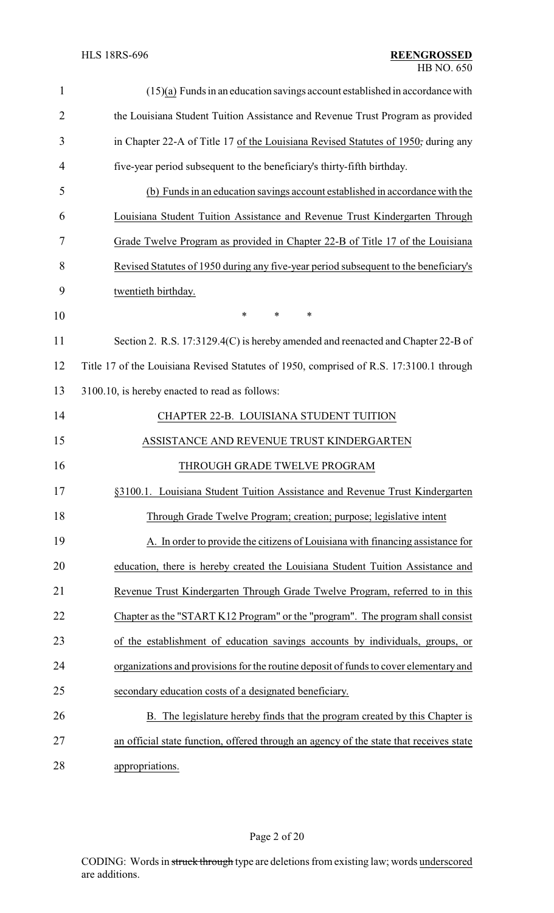(15)(a) Funds in an education savings account established in accordance with the Louisiana Student Tuition Assistance and Revenue Trust Program as provided in Chapter 22-A of Title 17 of the Louisiana Revised Statutes of 1950, during any five-year period subsequent to the beneficiary's thirty-fifth birthday.

(b) Funds in an education savings account established in accordance with the Louisiana Student Tuition Assistance and Revenue Trust Kindergarten Through Grade Twelve Program as provided in Chapter 22-B of Title 17 of the Louisiana Revised Statutes of 1950 during any five-year period subsequent to the beneficiary's twentieth birthday.

\* \* \*

Section 2. R.S. 17:3129.4(C) is hereby amended and reenacted and Chapter 22-B of Title 17 of the Louisiana Revised Statutes of 1950, comprised of R.S. 17:3100.1 through 3100.10, is hereby enacted to read as follows:

CHAPTER 22-B. LOUISIANA STUDENT TUITION ASSISTANCE AND REVENUE TRUST KINDERGARTEN THROUGH GRADE TWELVE PROGRAM

§3100.1. Louisiana Student Tuition Assistance and Revenue Trust Kindergarten Through Grade Twelve Program; creation; purpose; legislative intent

A. In order to provide the citizens of Louisiana with financing assistance for education, there is hereby created the Louisiana Student Tuition Assistance and Revenue Trust Kindergarten Through Grade Twelve Program, referred to in this Chapter as the "START K12 Program" or the "program". The program shall consist of the establishment of education savings accounts by individuals, groups, or organizations and provisions for the routine deposit of funds to cover elementary and secondary education costs of a designated beneficiary.

B. The legislature hereby finds that the program created by this Chapter is an official state function, offered through an agency of the state that receives state appropriations.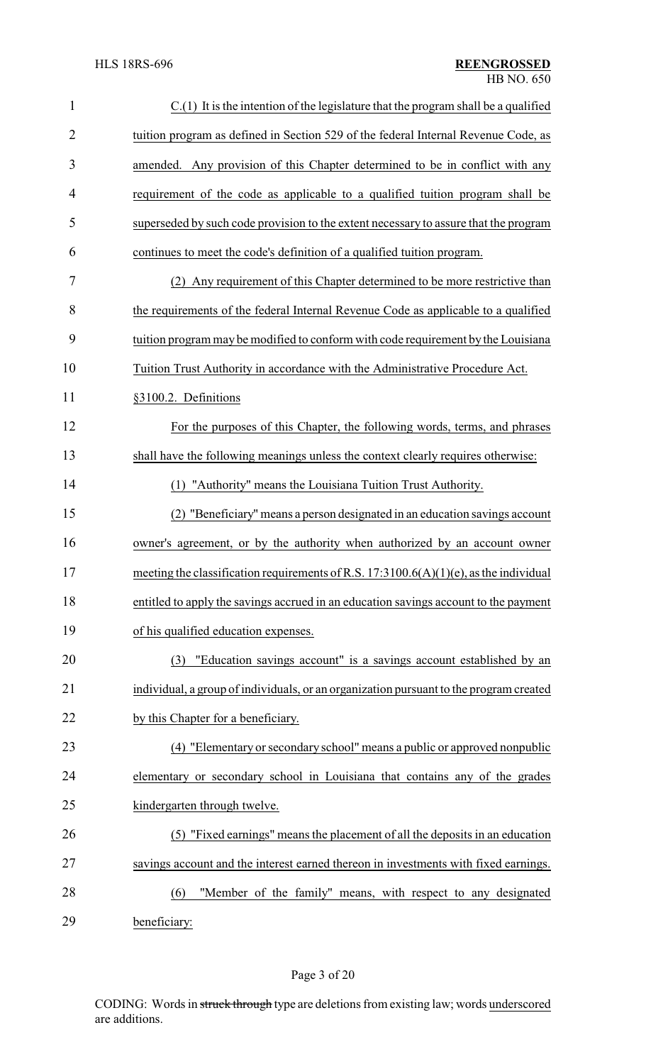C.(1) It is the intention of the legislature that the program shall be a qualified tuition program as defined in Section 529 of the federal Internal Revenue Code, as amended. Any provision of this Chapter determined to be in conflict with any requirement of the code as applicable to a qualified tuition program shall be superseded by such code provision to the extent necessary to assure that the program continues to meet the code's definition of a qualified tuition program.

(2) Any requirement of this Chapter determined to be more restrictive than the requirements of the federal Internal Revenue Code as applicable to a qualified tuition program may be modified to conform with code requirement by the Louisiana Tuition Trust Authority in accordance with the Administrative Procedure Act.

§3100.2. Definitions

For the purposes of this Chapter, the following words, terms, and phrases shall have the following meanings unless the context clearly requires otherwise:

(1) "Authority" means the Louisiana Tuition Trust Authority.

(2) "Beneficiary" means a person designated in an education savings account owner's agreement, or by the authority when authorized by an account owner meeting the classification requirements of R.S. 17:3100.6(A)(1)(e), as the individual entitled to apply the savings accrued in an education savings account to the payment of his qualified education expenses.

(3) "Education savings account" is a savings account established by an individual, a group of individuals, or an organization pursuant to the program created by this Chapter for a beneficiary.

(4) "Elementary or secondary school" means a public or approved nonpublic elementary or secondary school in Louisiana that contains any of the grades kindergarten through twelve.

(5) "Fixed earnings" means the placement of all the deposits in an education savings account and the interest earned thereon in investments with fixed earnings.

(6) "Member of the family" means, with respect to any designated beneficiary: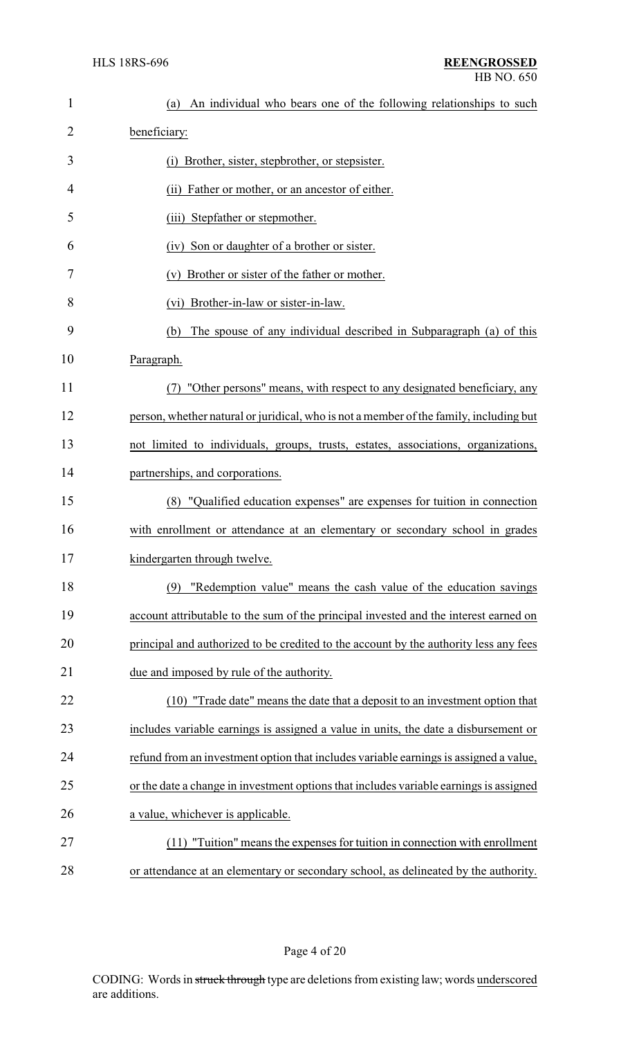(a) An individual who bears one of the following relationships to such beneficiary:

(i) Brother, sister, stepbrother, or stepsister.

(ii) Father or mother, or an ancestor of either.

(iii) Stepfather or stepmother.

(iv) Son or daughter of a brother or sister.

(v) Brother or sister of the father or mother.

(vi) Brother-in-law or sister-in-law.

(b) The spouse of any individual described in Subparagraph (a) of this Paragraph.

(7) "Other persons" means, with respect to any designated beneficiary, any person, whether natural or juridical, who is not a member of the family, including but not limited to individuals, groups, trusts, estates, associations, organizations, partnerships, and corporations.

(8) "Qualified education expenses" are expenses for tuition in connection with enrollment or attendance at an elementary or secondary school in grades kindergarten through twelve.

(9) "Redemption value" means the cash value of the education savings account attributable to the sum of the principal invested and the interest earned on principal and authorized to be credited to the account by the authority less any fees due and imposed by rule of the authority.

(10) "Trade date" means the date that a deposit to an investment option that includes variable earnings is assigned a value in units, the date a disbursement or refund from an investment option that includes variable earnings is assigned a value, or the date a change in investment options that includes variable earnings is assigned a value, whichever is applicable.

(11) "Tuition" means the expenses for tuition in connection with enrollment or attendance at an elementary or secondary school, as delineated by the authority.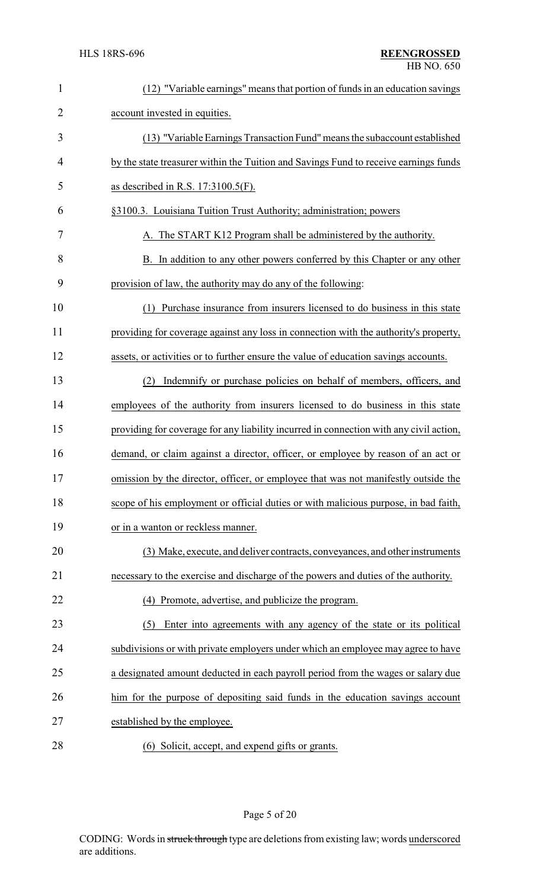(12) "Variable earnings" means that portion of funds in an education savings account invested in equities.

(13) "Variable Earnings Transaction Fund" means the subaccount established by the state treasurer within the Tuition and Savings Fund to receive earnings funds as described in R.S. 17:3100.5(F).

§3100.3. Louisiana Tuition Trust Authority; administration; powers

A. The START K12 Program shall be administered by the authority.

B. In addition to any other powers conferred by this Chapter or any other provision of law, the authority may do any of the following:

(1) Purchase insurance from insurers licensed to do business in this state providing for coverage against any loss in connection with the authority's property, assets, or activities or to further ensure the value of education savings accounts.

(2) Indemnify or purchase policies on behalf of members, officers, and employees of the authority from insurers licensed to do business in this state providing for coverage for any liability incurred in connection with any civil action, demand, or claim against a director, officer, or employee by reason of an act or omission by the director, officer, or employee that was not manifestly outside the scope of his employment or official duties or with malicious purpose, in bad faith, or in a wanton or reckless manner.

(3) Make, execute, and deliver contracts, conveyances, and other instruments necessary to the exercise and discharge of the powers and duties of the authority.

(4) Promote, advertise, and publicize the program.

(5) Enter into agreements with any agency of the state or its political subdivisions or with private employers under which an employee may agree to have a designated amount deducted in each payroll period from the wages or salary due him for the purpose of depositing said funds in the education savings account established by the employee.

(6) Solicit, accept, and expend gifts or grants.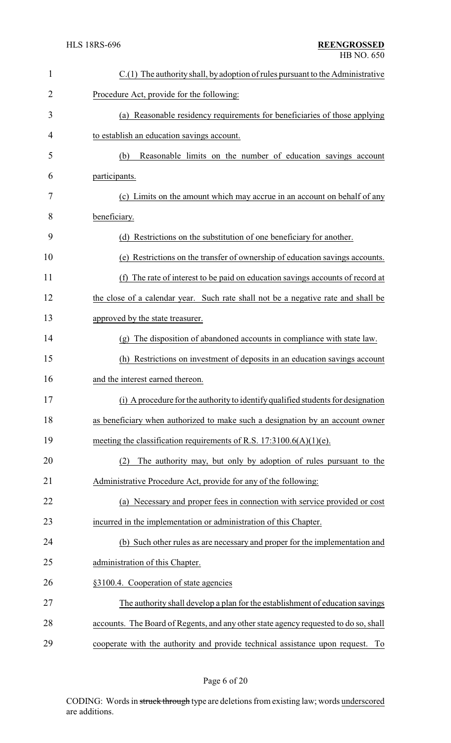C.(1) The authority shall, by adoption of rules pursuant to the Administrative Procedure Act, provide for the following:

(a) Reasonable residency requirements for beneficiaries of those applying to establish an education savings account.

(b) Reasonable limits on the number of education savings account participants.

(c) Limits on the amount which may accrue in an account on behalf of any beneficiary.

(d) Restrictions on the substitution of one beneficiary for another.

(e) Restrictions on the transfer of ownership of education savings accounts.

(f) The rate of interest to be paid on education savings accounts of record at the close of a calendar year. Such rate shall not be a negative rate and shall be approved by the state treasurer.

(g) The disposition of abandoned accounts in compliance with state law.

(h) Restrictions on investment of deposits in an education savings account and the interest earned thereon.

(i) A procedure for the authority to identify qualified students for designation as beneficiary when authorized to make such a designation by an account owner meeting the classification requirements of R.S. 17:3100.6(A)(1)(e).

(2) The authority may, but only by adoption of rules pursuant to the Administrative Procedure Act, provide for any of the following:

(a) Necessary and proper fees in connection with service provided or cost incurred in the implementation or administration of this Chapter.

(b) Such other rules as are necessary and proper for the implementation and administration of this Chapter.

§3100.4. Cooperation of state agencies

The authority shall develop a plan for the establishment of education savings accounts. The Board of Regents, and any other state agency requested to do so, shall cooperate with the authority and provide technical assistance upon request. To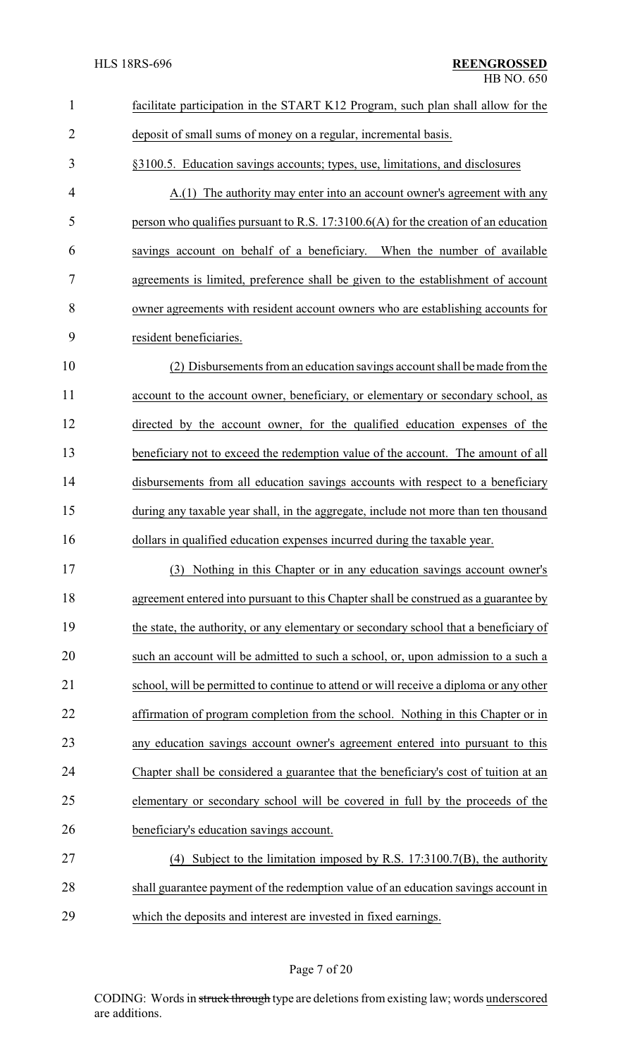facilitate participation in the START K12 Program, such plan shall allow for the deposit of small sums of money on a regular, incremental basis.

§3100.5. Education savings accounts; types, use, limitations, and disclosures

A.(1) The authority may enter into an account owner's agreement with any person who qualifies pursuant to R.S. 17:3100.6(A) for the creation of an education savings account on behalf of a beneficiary. When the number of available agreements is limited, preference shall be given to the establishment of account owner agreements with resident account owners who are establishing accounts for resident beneficiaries.

(2) Disbursements from an education savings account shall be made from the account to the account owner, beneficiary, or elementary or secondary school, as directed by the account owner, for the qualified education expenses of the beneficiary not to exceed the redemption value of the account. The amount of all disbursements from all education savings accounts with respect to a beneficiary during any taxable year shall, in the aggregate, include not more than ten thousand dollars in qualified education expenses incurred during the taxable year.

(3) Nothing in this Chapter or in any education savings account owner's agreement entered into pursuant to this Chapter shall be construed as a guarantee by the state, the authority, or any elementary or secondary school that a beneficiary of such an account will be admitted to such a school, or, upon admission to a such a school, will be permitted to continue to attend or will receive a diploma or any other affirmation of program completion from the school. Nothing in this Chapter or in any education savings account owner's agreement entered into pursuant to this Chapter shall be considered a guarantee that the beneficiary's cost of tuition at an elementary or secondary school will be covered in full by the proceeds of the beneficiary's education savings account.

(4) Subject to the limitation imposed by R.S. 17:3100.7(B), the authority shall guarantee payment of the redemption value of an education savings account in which the deposits and interest are invested in fixed earnings.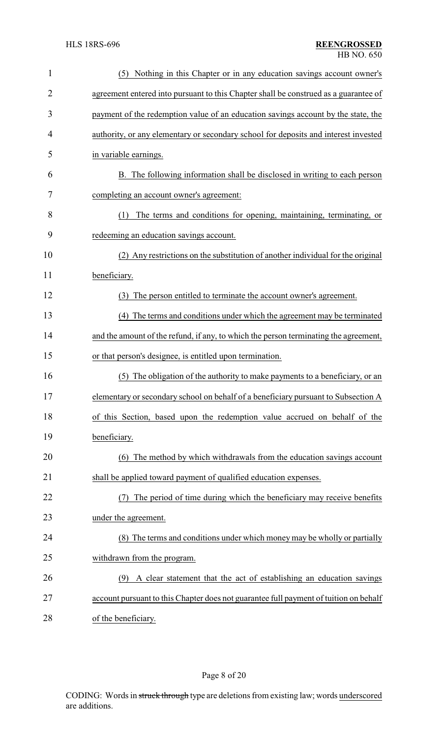(5) Nothing in this Chapter or in any education savings account owner's agreement entered into pursuant to this Chapter shall be construed as a guarantee of payment of the redemption value of an education savings account by the state, the authority, or any elementary or secondary school for deposits and interest invested in variable earnings.

B. The following information shall be disclosed in writing to each person completing an account owner's agreement:

(1) The terms and conditions for opening, maintaining, terminating, or redeeming an education savings account.

(2) Any restrictions on the substitution of another individual for the original beneficiary.

(3) The person entitled to terminate the account owner's agreement.

(4) The terms and conditions under which the agreement may be terminated and the amount of the refund, if any, to which the person terminating the agreement, or that person's designee, is entitled upon termination.

(5) The obligation of the authority to make payments to a beneficiary, or an elementary or secondary school on behalf of a beneficiary pursuant to Subsection A of this Section, based upon the redemption value accrued on behalf of the beneficiary.

(6) The method by which withdrawals from the education savings account shall be applied toward payment of qualified education expenses.

(7) The period of time during which the beneficiary may receive benefits under the agreement.

(8) The terms and conditions under which money may be wholly or partially withdrawn from the program.

(9) A clear statement that the act of establishing an education savings account pursuant to this Chapter does not guarantee full payment of tuition on behalf of the beneficiary.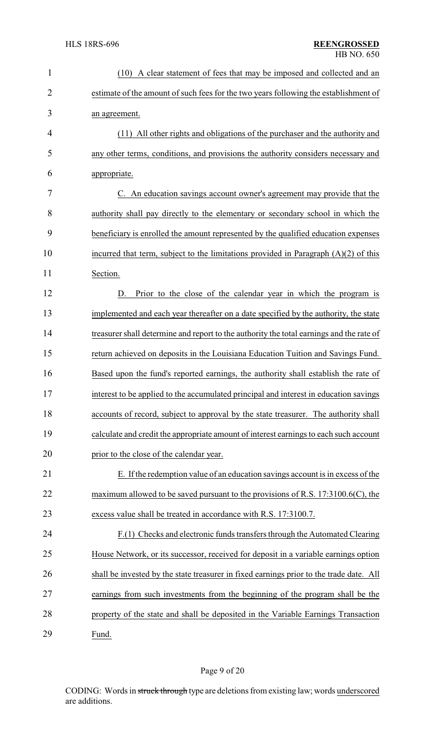(10) A clear statement of fees that may be imposed and collected and an estimate of the amount of such fees for the two years following the establishment of an agreement.

(11) All other rights and obligations of the purchaser and the authority and any other terms, conditions, and provisions the authority considers necessary and appropriate.

C. An education savings account owner's agreement may provide that the authority shall pay directly to the elementary or secondary school in which the beneficiary is enrolled the amount represented by the qualified education expenses incurred that term, subject to the limitations provided in Paragraph (A)(2) of this Section.

D. Prior to the close of the calendar year in which the program is implemented and each year thereafter on a date specified by the authority, the state treasurer shall determine and report to the authority the total earnings and the rate of return achieved on deposits in the Louisiana Education Tuition and Savings Fund. Based upon the fund's reported earnings, the authority shall establish the rate of interest to be applied to the accumulated principal and interest in education savings accounts of record, subject to approval by the state treasurer. The authority shall calculate and credit the appropriate amount of interest earnings to each such account prior to the close of the calendar year.

E. If the redemption value of an education savings account is in excess of the maximum allowed to be saved pursuant to the provisions of R.S. 17:3100.6(C), the excess value shall be treated in accordance with R.S. 17:3100.7.

F.(1) Checks and electronic funds transfers through the Automated Clearing House Network, or its successor, received for deposit in a variable earnings option shall be invested by the state treasurer in fixed earnings prior to the trade date. All earnings from such investments from the beginning of the program shall be the property of the state and shall be deposited in the Variable Earnings Transaction Fund.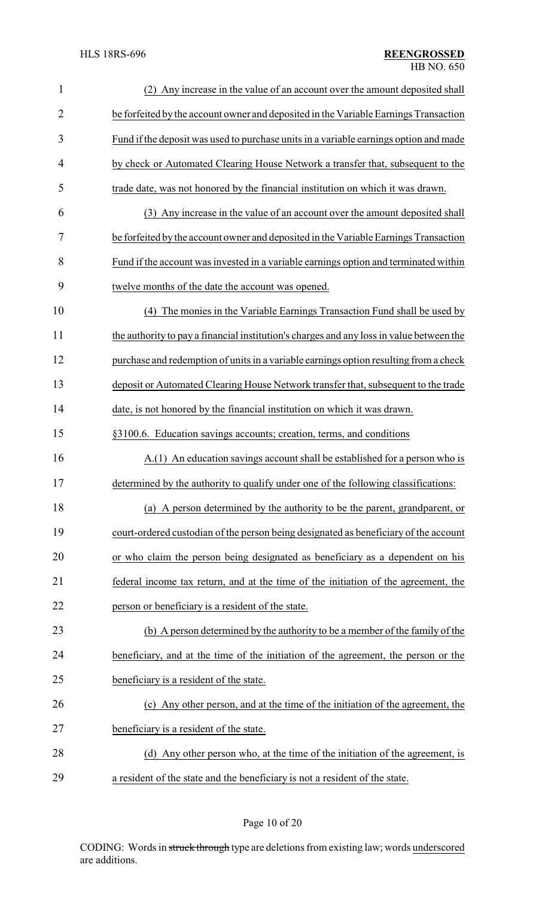(2) Any increase in the value of an account over the amount deposited shall be forfeited by the account owner and deposited in the Variable Earnings Transaction Fund if the deposit was used to purchase units in a variable earnings option and made by check or Automated Clearing House Network a transfer that, subsequent to the trade date, was not honored by the financial institution on which it was drawn.

(3) Any increase in the value of an account over the amount deposited shall be forfeited by the account owner and deposited in the Variable Earnings Transaction Fund if the account was invested in a variable earnings option and terminated within twelve months of the date the account was opened.

(4) The monies in the Variable Earnings Transaction Fund shall be used by the authority to pay a financial institution's charges and any loss in value between the purchase and redemption of units in a variable earnings option resulting from a check deposit or Automated Clearing House Network transfer that, subsequent to the trade date, is not honored by the financial institution on which it was drawn.

§3100.6. Education savings accounts; creation, terms, and conditions

A.(1) An education savings account shall be established for a person who is determined by the authority to qualify under one of the following classifications:

(a) A person determined by the authority to be the parent, grandparent, or court-ordered custodian of the person being designated as beneficiary of the account or who claim the person being designated as beneficiary as a dependent on his federal income tax return, and at the time of the initiation of the agreement, the person or beneficiary is a resident of the state.

(b) A person determined by the authority to be a member of the family of the beneficiary, and at the time of the initiation of the agreement, the person or the beneficiary is a resident of the state.

(c) Any other person, and at the time of the initiation of the agreement, the beneficiary is a resident of the state.

(d) Any other person who, at the time of the initiation of the agreement, is a resident of the state and the beneficiary is not a resident of the state.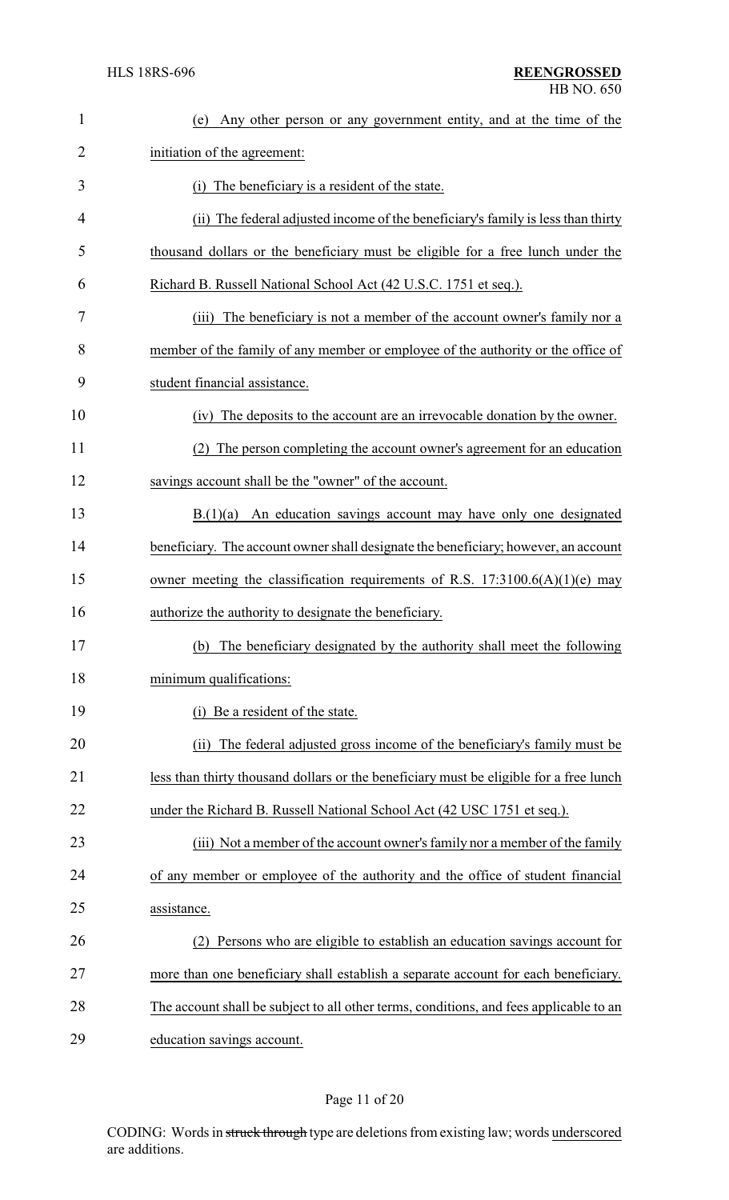(e) Any other person or any government entity, and at the time of the initiation of the agreement:

(i) The beneficiary is a resident of the state.

(ii) The federal adjusted income of the beneficiary's family is less than thirty thousand dollars or the beneficiary must be eligible for a free lunch under the Richard B. Russell National School Act (42 U.S.C. 1751 et seq.).

(iii) The beneficiary is not a member of the account owner's family nor a member of the family of any member or employee of the authority or the office of student financial assistance.

(iv) The deposits to the account are an irrevocable donation by the owner.

(2) The person completing the account owner's agreement for an education savings account shall be the "owner" of the account.

B.(1)(a) An education savings account may have only one designated beneficiary. The account owner shall designate the beneficiary; however, an account owner meeting the classification requirements of R.S. 17:3100.6(A)(1)(e) may authorize the authority to designate the beneficiary.

(b) The beneficiary designated by the authority shall meet the following minimum qualifications:

(i) Be a resident of the state.

(ii) The federal adjusted gross income of the beneficiary's family must be less than thirty thousand dollars or the beneficiary must be eligible for a free lunch under the Richard B. Russell National School Act (42 USC 1751 et seq.).

(iii) Not a member of the account owner's family nor a member of the family of any member or employee of the authority and the office of student financial assistance.

(2) Persons who are eligible to establish an education savings account for more than one beneficiary shall establish a separate account for each beneficiary. The account shall be subject to all other terms, conditions, and fees applicable to an education savings account.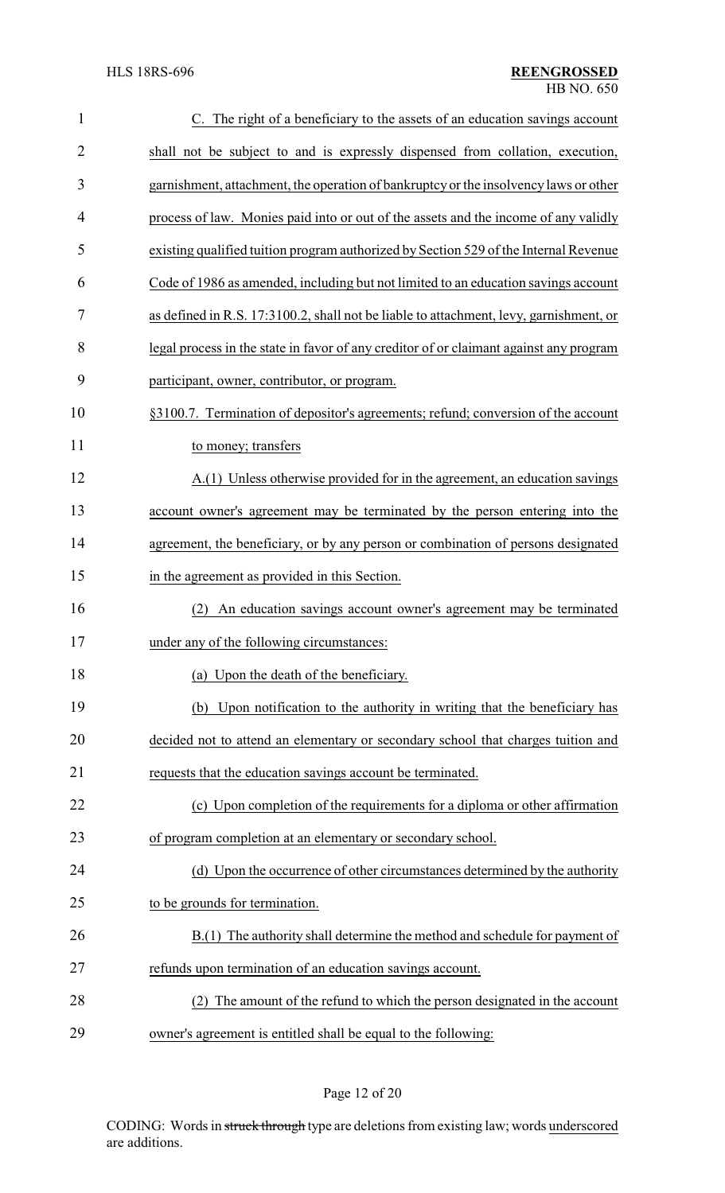C. The right of a beneficiary to the assets of an education savings account shall not be subject to and is expressly dispensed from collation, execution, garnishment, attachment, the operation of bankruptcy or the insolvency laws or other process of law. Monies paid into or out of the assets and the income of any validly existing qualified tuition program authorized by Section 529 of the Internal Revenue Code of 1986 as amended, including but not limited to an education savings account as defined in R.S. 17:3100.2, shall not be liable to attachment, levy, garnishment, or legal process in the state in favor of any creditor of or claimant against any program participant, owner, contributor, or program.

§3100.7. Termination of depositor's agreements; refund; conversion of the account to money; transfers

A.(1) Unless otherwise provided for in the agreement, an education savings account owner's agreement may be terminated by the person entering into the agreement, the beneficiary, or by any person or combination of persons designated in the agreement as provided in this Section.

(2) An education savings account owner's agreement may be terminated under any of the following circumstances:

(a) Upon the death of the beneficiary.

(b) Upon notification to the authority in writing that the beneficiary has decided not to attend an elementary or secondary school that charges tuition and requests that the education savings account be terminated.

(c) Upon completion of the requirements for a diploma or other affirmation of program completion at an elementary or secondary school.

(d) Upon the occurrence of other circumstances determined by the authority to be grounds for termination.

B.(1) The authority shall determine the method and schedule for payment of refunds upon termination of an education savings account.

(2) The amount of the refund to which the person designated in the account owner's agreement is entitled shall be equal to the following: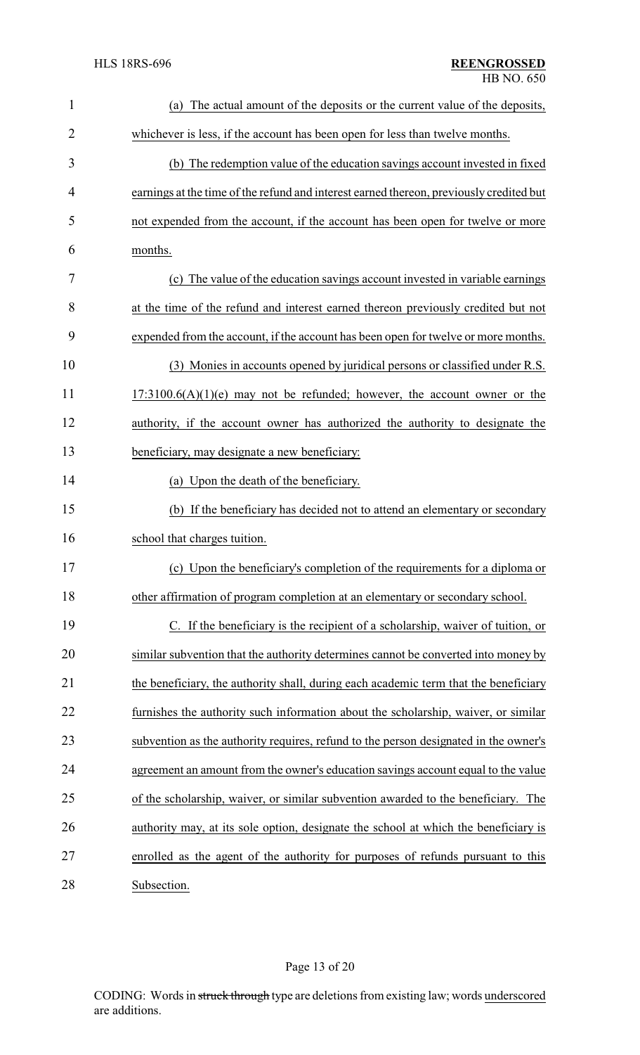(a) The actual amount of the deposits or the current value of the deposits, whichever is less, if the account has been open for less than twelve months.

(b) The redemption value of the education savings account invested in fixed earnings at the time of the refund and interest earned thereon, previously credited but not expended from the account, if the account has been open for twelve or more months.

(c) The value of the education savings account invested in variable earnings at the time of the refund and interest earned thereon previously credited but not expended from the account, if the account has been open for twelve or more months.

(3) Monies in accounts opened by juridical persons or classified under R.S. 17:3100.6(A)(1)(e) may not be refunded; however, the account owner or the authority, if the account owner has authorized the authority to designate the beneficiary, may designate a new beneficiary:

(a) Upon the death of the beneficiary.

(b) If the beneficiary has decided not to attend an elementary or secondary school that charges tuition.

(c) Upon the beneficiary's completion of the requirements for a diploma or other affirmation of program completion at an elementary or secondary school.

C. If the beneficiary is the recipient of a scholarship, waiver of tuition, or similar subvention that the authority determines cannot be converted into money by the beneficiary, the authority shall, during each academic term that the beneficiary furnishes the authority such information about the scholarship, waiver, or similar subvention as the authority requires, refund to the person designated in the owner's agreement an amount from the owner's education savings account equal to the value of the scholarship, waiver, or similar subvention awarded to the beneficiary. The authority may, at its sole option, designate the school at which the beneficiary is enrolled as the agent of the authority for purposes of refunds pursuant to this Subsection.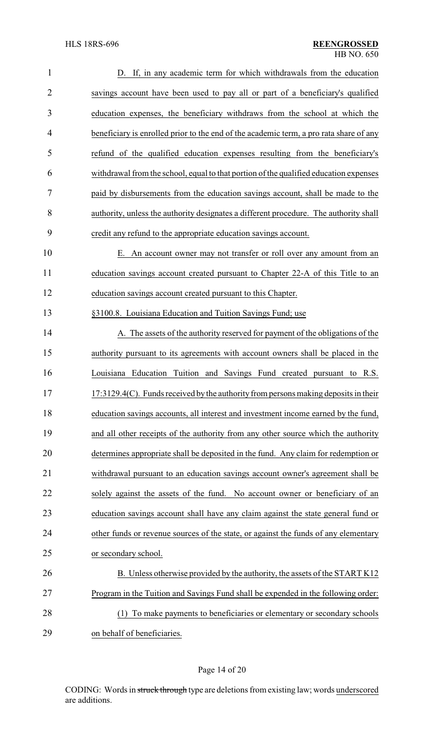D. If, in any academic term for which withdrawals from the education savings account have been used to pay all or part of a beneficiary's qualified education expenses, the beneficiary withdraws from the school at which the beneficiary is enrolled prior to the end of the academic term, a pro rata share of any refund of the qualified education expenses resulting from the beneficiary's withdrawal from the school, equal to that portion of the qualified education expenses paid by disbursements from the education savings account, shall be made to the authority, unless the authority designates a different procedure. The authority shall credit any refund to the appropriate education savings account.

E. An account owner may not transfer or roll over any amount from an education savings account created pursuant to Chapter 22-A of this Title to an education savings account created pursuant to this Chapter.

§3100.8. Louisiana Education and Tuition Savings Fund; use

A. The assets of the authority reserved for payment of the obligations of the authority pursuant to its agreements with account owners shall be placed in the Louisiana Education Tuition and Savings Fund created pursuant to R.S. 17:3129.4(C). Funds received by the authority from persons making deposits in their education savings accounts, all interest and investment income earned by the fund, and all other receipts of the authority from any other source which the authority determines appropriate shall be deposited in the fund. Any claim for redemption or withdrawal pursuant to an education savings account owner's agreement shall be solely against the assets of the fund. No account owner or beneficiary of an education savings account shall have any claim against the state general fund or other funds or revenue sources of the state, or against the funds of any elementary or secondary school.

B. Unless otherwise provided by the authority, the assets of the START K12 Program in the Tuition and Savings Fund shall be expended in the following order:

(1) To make payments to beneficiaries or elementary or secondary schools on behalf of beneficiaries.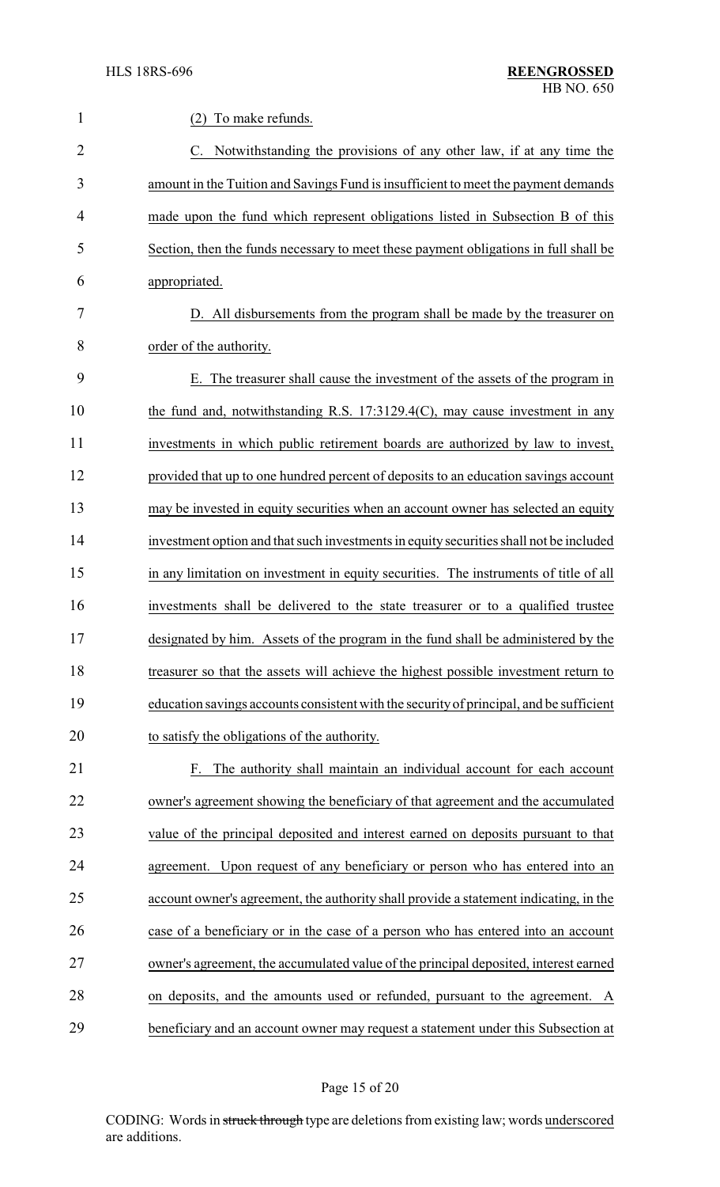(2) To make refunds.

C. Notwithstanding the provisions of any other law, if at any time the amount in the Tuition and Savings Fund is insufficient to meet the payment demands made upon the fund which represent obligations listed in Subsection B of this Section, then the funds necessary to meet these payment obligations in full shall be appropriated.

D. All disbursements from the program shall be made by the treasurer on order of the authority.

E. The treasurer shall cause the investment of the assets of the program in the fund and, notwithstanding R.S. 17:3129.4(C), may cause investment in any investments in which public retirement boards are authorized by law to invest, provided that up to one hundred percent of deposits to an education savings account may be invested in equity securities when an account owner has selected an equity investment option and that such investments in equity securities shall not be included in any limitation on investment in equity securities. The instruments of title of all investments shall be delivered to the state treasurer or to a qualified trustee designated by him. Assets of the program in the fund shall be administered by the treasurer so that the assets will achieve the highest possible investment return to education savings accounts consistent with the security of principal, and be sufficient to satisfy the obligations of the authority.

F. The authority shall maintain an individual account for each account owner's agreement showing the beneficiary of that agreement and the accumulated value of the principal deposited and interest earned on deposits pursuant to that agreement. Upon request of any beneficiary or person who has entered into an account owner's agreement, the authority shall provide a statement indicating, in the case of a beneficiary or in the case of a person who has entered into an account owner's agreement, the accumulated value of the principal deposited, interest earned on deposits, and the amounts used or refunded, pursuant to the agreement. A beneficiary and an account owner may request a statement under this Subsection at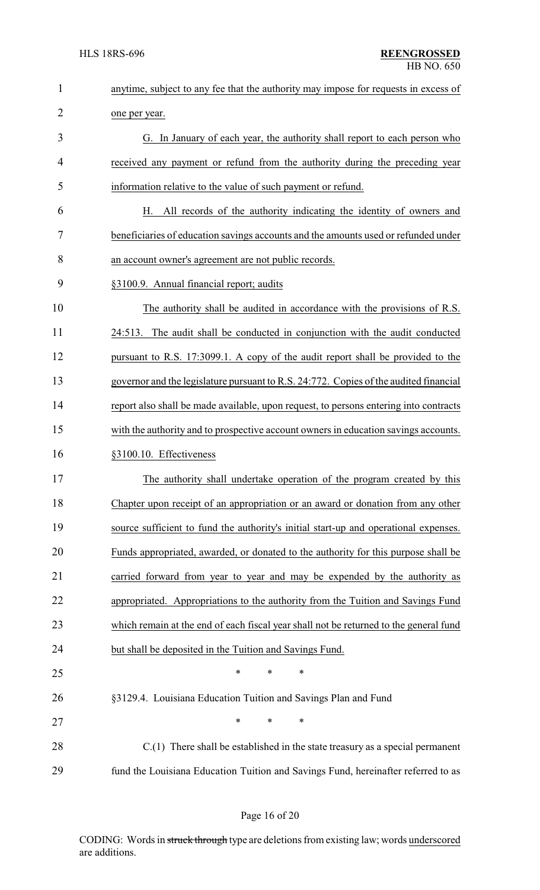anytime, subject to any fee that the authority may impose for requests in excess of one per year.

G. In January of each year, the authority shall report to each person who received any payment or refund from the authority during the preceding year information relative to the value of such payment or refund.

H. All records of the authority indicating the identity of owners and beneficiaries of education savings accounts and the amounts used or refunded under an account owner's agreement are not public records.

§3100.9. Annual financial report; audits

The authority shall be audited in accordance with the provisions of R.S. 24:513. The audit shall be conducted in conjunction with the audit conducted pursuant to R.S. 17:3099.1. A copy of the audit report shall be provided to the governor and the legislature pursuant to R.S. 24:772. Copies of the audited financial report also shall be made available, upon request, to persons entering into contracts with the authority and to prospective account owners in education savings accounts.

§3100.10. Effectiveness

The authority shall undertake operation of the program created by this Chapter upon receipt of an appropriation or an award or donation from any other source sufficient to fund the authority's initial start-up and operational expenses. Funds appropriated, awarded, or donated to the authority for this purpose shall be carried forward from year to year and may be expended by the authority as appropriated. Appropriations to the authority from the Tuition and Savings Fund which remain at the end of each fiscal year shall not be returned to the general fund but shall be deposited in the Tuition and Savings Fund.

\* \* \*

§3129.4. Louisiana Education Tuition and Savings Plan and Fund

\* \* \*

C.(1) There shall be established in the state treasury as a special permanent fund the Louisiana Education Tuition and Savings Fund, hereinafter referred to as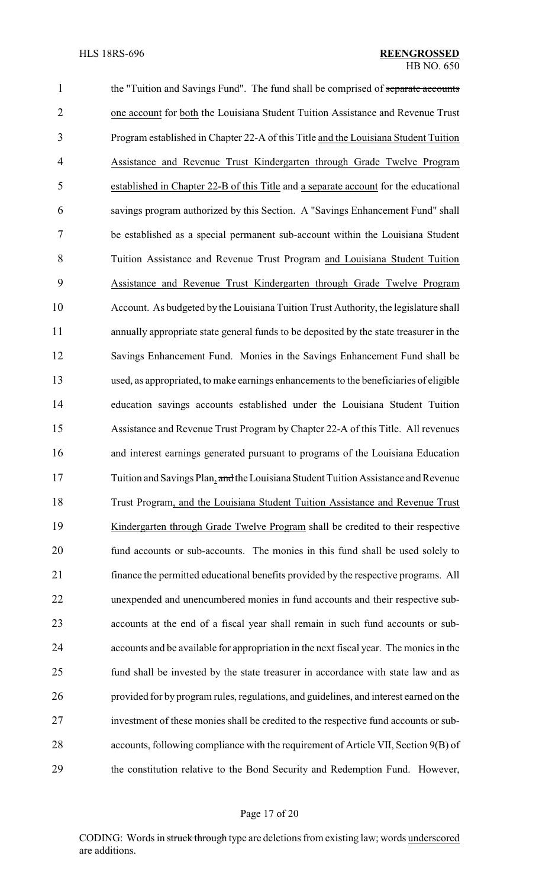the "Tuition and Savings Fund". The fund shall be comprised of ~~separate accounts~~ one account for both the Louisiana Student Tuition Assistance and Revenue Trust Program established in Chapter 22-A of this Title and the Louisiana Student Tuition Assistance and Revenue Trust Kindergarten through Grade Twelve Program established in Chapter 22-B of this Title and a separate account for the educational savings program authorized by this Section. A "Savings Enhancement Fund" shall be established as a special permanent sub-account within the Louisiana Student Tuition Assistance and Revenue Trust Program and Louisiana Student Tuition Assistance and Revenue Trust Kindergarten through Grade Twelve Program Account. As budgeted by the Louisiana Tuition Trust Authority, the legislature shall annually appropriate state general funds to be deposited by the state treasurer in the Savings Enhancement Fund. Monies in the Savings Enhancement Fund shall be used, as appropriated, to make earnings enhancements to the beneficiaries of eligible education savings accounts established under the Louisiana Student Tuition Assistance and Revenue Trust Program by Chapter 22-A of this Title. All revenues and interest earnings generated pursuant to programs of the Louisiana Education Tuition and Savings Plan, ~~and~~ the Louisiana Student Tuition Assistance and Revenue Trust Program, and the Louisiana Student Tuition Assistance and Revenue Trust Kindergarten through Grade Twelve Program shall be credited to their respective fund accounts or sub-accounts. The monies in this fund shall be used solely to finance the permitted educational benefits provided by the respective programs. All unexpended and unencumbered monies in fund accounts and their respective sub-accounts at the end of a fiscal year shall remain in such fund accounts or sub-accounts and be available for appropriation in the next fiscal year. The monies in the fund shall be invested by the state treasurer in accordance with state law and as provided for by program rules, regulations, and guidelines, and interest earned on the investment of these monies shall be credited to the respective fund accounts or sub-accounts, following compliance with the requirement of Article VII, Section 9(B) of the constitution relative to the Bond Security and Redemption Fund. However,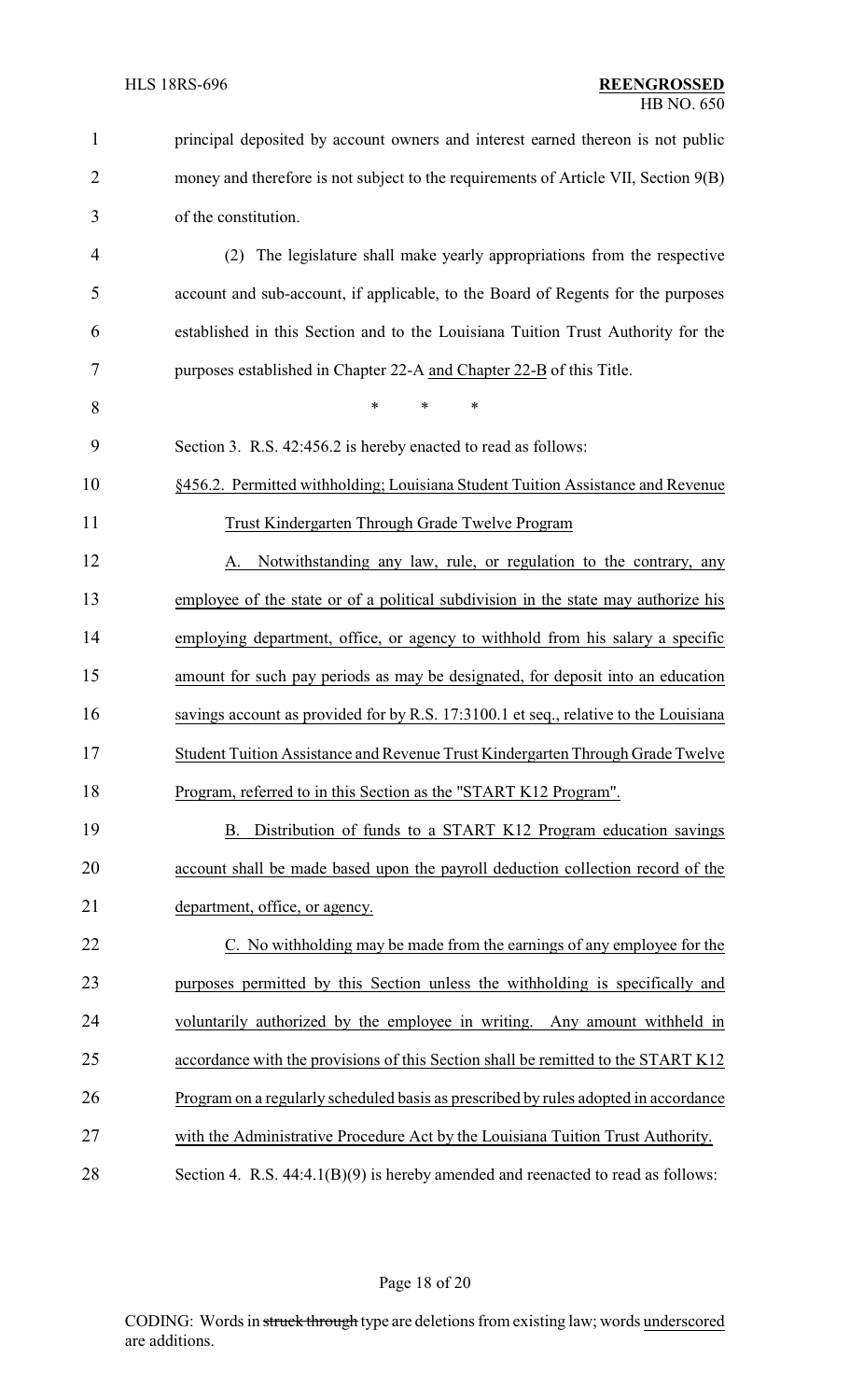principal deposited by account owners and interest earned thereon is not public money and therefore is not subject to the requirements of Article VII, Section 9(B) of the constitution.

(2) The legislature shall make yearly appropriations from the respective account and sub-account, if applicable, to the Board of Regents for the purposes established in this Section and to the Louisiana Tuition Trust Authority for the purposes established in Chapter 22-A and Chapter 22-B of this Title.

\* \* \*

Section 3. R.S. 42:456.2 is hereby enacted to read as follows:

§456.2. Permitted withholding; Louisiana Student Tuition Assistance and Revenue Trust Kindergarten Through Grade Twelve Program

A. Notwithstanding any law, rule, or regulation to the contrary, any employee of the state or of a political subdivision in the state may authorize his employing department, office, or agency to withhold from his salary a specific amount for such pay periods as may be designated, for deposit into an education savings account as provided for by R.S. 17:3100.1 et seq., relative to the Louisiana Student Tuition Assistance and Revenue Trust Kindergarten Through Grade Twelve Program, referred to in this Section as the "START K12 Program".

B. Distribution of funds to a START K12 Program education savings account shall be made based upon the payroll deduction collection record of the department, office, or agency.

C. No withholding may be made from the earnings of any employee for the purposes permitted by this Section unless the withholding is specifically and voluntarily authorized by the employee in writing. Any amount withheld in accordance with the provisions of this Section shall be remitted to the START K12 Program on a regularly scheduled basis as prescribed by rules adopted in accordance with the Administrative Procedure Act by the Louisiana Tuition Trust Authority.

Section 4. R.S. 44:4.1(B)(9) is hereby amended and reenacted to read as follows: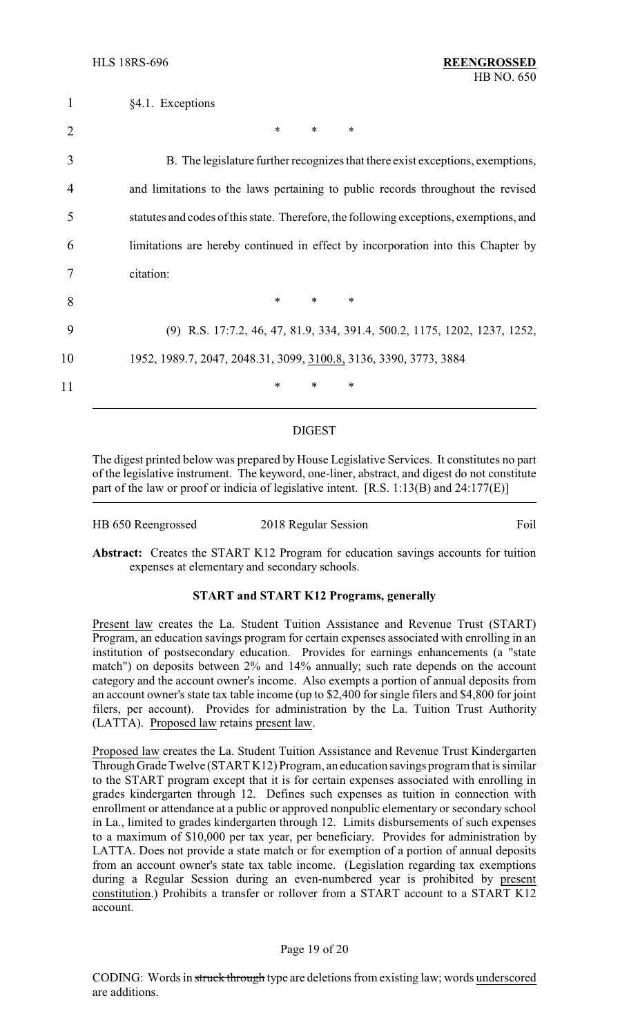§4.1. Exceptions

\* \* \*

B. The legislature further recognizes that there exist exceptions, exemptions, and limitations to the laws pertaining to public records throughout the revised statutes and codes of this state. Therefore, the following exceptions, exemptions, and limitations are hereby continued in effect by incorporation into this Chapter by citation:

\* \* \*

(9) R.S. 17:7.2, 46, 47, 81.9, 334, 391.4, 500.2, 1175, 1202, 1237, 1252, 1952, 1989.7, 2047, 2048.31, 3099, 3100.8, 3136, 3390, 3773, 3884

\* \* \*

---

DIGEST

The digest printed below was prepared by House Legislative Services. It constitutes no part of the legislative instrument. The keyword, one-liner, abstract, and digest do not constitute part of the law or proof or indicia of legislative intent. [R.S. 1:13(B) and 24:177(E)]

HB 650 Reengrossed 2018 Regular Session Foil

**Abstract:** Creates the START K12 Program for education savings accounts for tuition expenses at elementary and secondary schools.

**START and START K12 Programs, generally**

Present law creates the La. Student Tuition Assistance and Revenue Trust (START) Program, an education savings program for certain expenses associated with enrolling in an institution of postsecondary education. Provides for earnings enhancements (a "state match") on deposits between 2% and 14% annually; such rate depends on the account category and the account owner's income. Also exempts a portion of annual deposits from an account owner's state tax table income (up to $2,400 for single filers and $4,800 for joint filers, per account). Provides for administration by the La. Tuition Trust Authority (LATTA). Proposed law retains present law.

Proposed law creates the La. Student Tuition Assistance and Revenue Trust Kindergarten Through Grade Twelve (START K12) Program, an education savings program that is similar to the START program except that it is for certain expenses associated with enrolling in grades kindergarten through 12. Defines such expenses as tuition in connection with enrollment or attendance at a public or approved nonpublic elementary or secondary school in La., limited to grades kindergarten through 12. Limits disbursements of such expenses to a maximum of $10,000 per tax year, per beneficiary. Provides for administration by LATTA. Does not provide a state match or for exemption of a portion of annual deposits from an account owner's state tax table income. (Legislation regarding tax exemptions during a Regular Session during an even-numbered year is prohibited by present constitution.) Prohibits a transfer or rollover from a START account to a START K12 account.

CODING: Words in ~~struck through~~ type are deletions from existing law; words underscored are additions.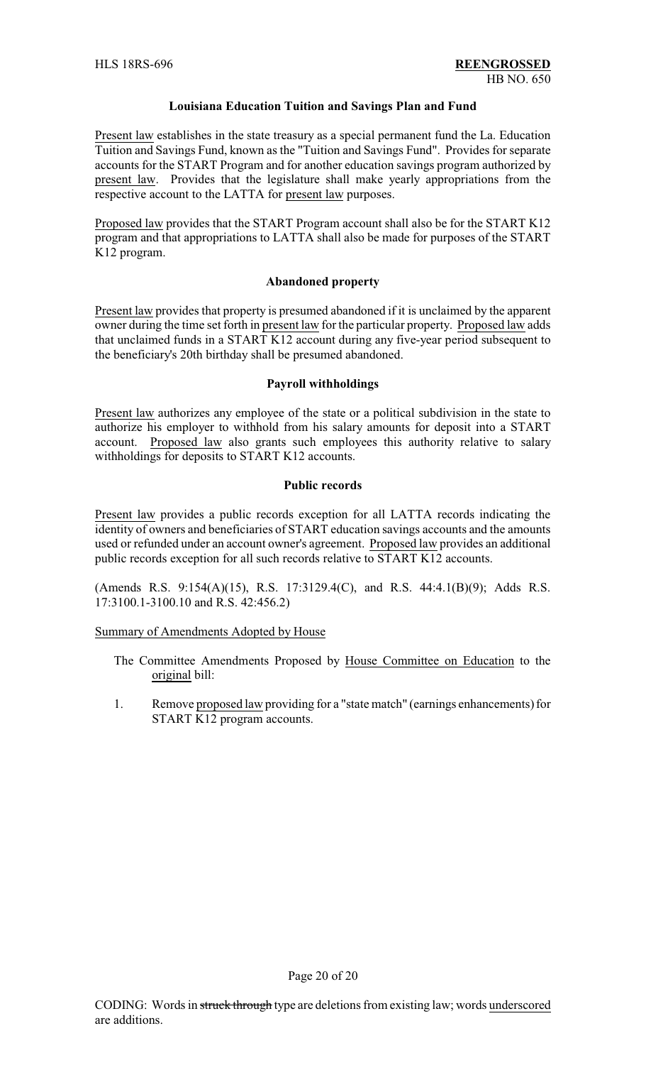### Louisiana Education Tuition and Savings Plan and Fund

Present law establishes in the state treasury as a special permanent fund the La. Education Tuition and Savings Fund, known as the "Tuition and Savings Fund". Provides for separate accounts for the START Program and for another education savings program authorized by present law. Provides that the legislature shall make yearly appropriations from the respective account to the LATTA for present law purposes.

Proposed law provides that the START Program account shall also be for the START K12 program and that appropriations to LATTA shall also be made for purposes of the START K12 program.

### Abandoned property

Present law provides that property is presumed abandoned if it is unclaimed by the apparent owner during the time set forth in present law for the particular property. Proposed law adds that unclaimed funds in a START K12 account during any five-year period subsequent to the beneficiary's 20th birthday shall be presumed abandoned.

### Payroll withholdings

Present law authorizes any employee of the state or a political subdivision in the state to authorize his employer to withhold from his salary amounts for deposit into a START account. Proposed law also grants such employees this authority relative to salary withholdings for deposits to START K12 accounts.

### Public records

Present law provides a public records exception for all LATTA records indicating the identity of owners and beneficiaries of START education savings accounts and the amounts used or refunded under an account owner's agreement. Proposed law provides an additional public records exception for all such records relative to START K12 accounts.

(Amends R.S. 9:154(A)(15), R.S. 17:3129.4(C), and R.S. 44:4.1(B)(9); Adds R.S. 17:3100.1-3100.10 and R.S. 42:456.2)

Summary of Amendments Adopted by House

The Committee Amendments Proposed by House Committee on Education to the original bill:

1. Remove proposed law providing for a "state match" (earnings enhancements) for START K12 program accounts.

CODING: Words in ~~struck through~~ type are deletions from existing law; words underscored are additions.